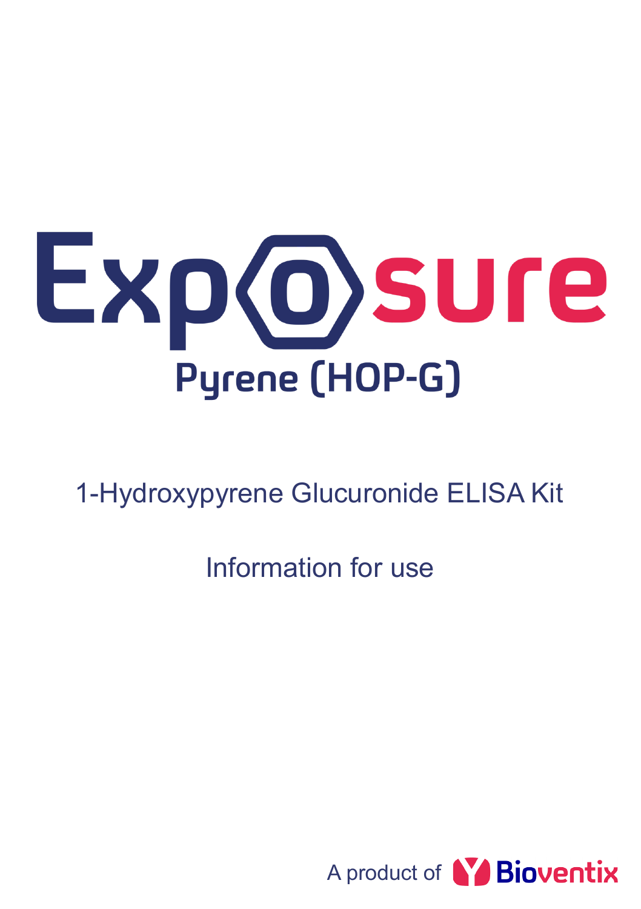# Exposure

## Pyrene (HOP-G)

1-Hydroxypyrene Glucuronide ELISA Kit

Information for use

A product of Bioventix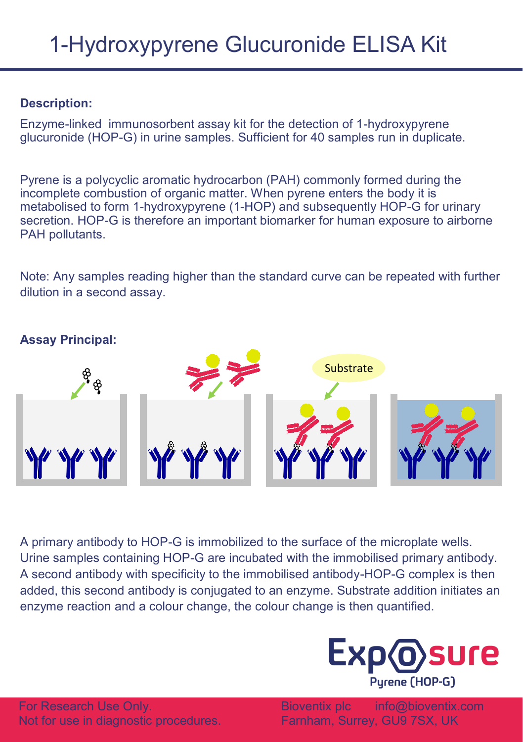# 1-Hydroxypyrene Glucuronide ELISA Kit

**Description:**

Enzyme-linked immunosorbent assay kit for the detection of 1-hydroxypyrene glucuronide (HOP-G) in urine samples. Sufficient for 40 samples run in duplicate.

Pyrene is a polycyclic aromatic hydrocarbon (PAH) commonly formed during the incomplete combustion of organic matter. When pyrene enters the body it is metabolised to form 1-hydroxypyrene (1-HOP) and subsequently HOP-G for urinary secretion. HOP-G is therefore an important biomarker for human exposure to airborne PAH pollutants.

Note: Any samples reading higher than the standard curve can be repeated with further dilution in a second assay.

**Assay Principal:**

Substrate

A primary antibody to HOP-G is immobilized to the surface of the microplate wells. Urine samples containing HOP-G are incubated with the immobilised primary antibody. A second antibody with specificity to the immobilised antibody-HOP-G complex is then added, this second antibody is conjugated to an enzyme. Substrate addition initiates an enzyme reaction and a colour change, the colour change is then quantified.

Exposure
Pyrene (HOP-G)

For Research Use Only.
Not for use in diagnostic procedures.

Bioventix plc info@bioventix.com
Farnham, Surrey, GU9 7SX, UK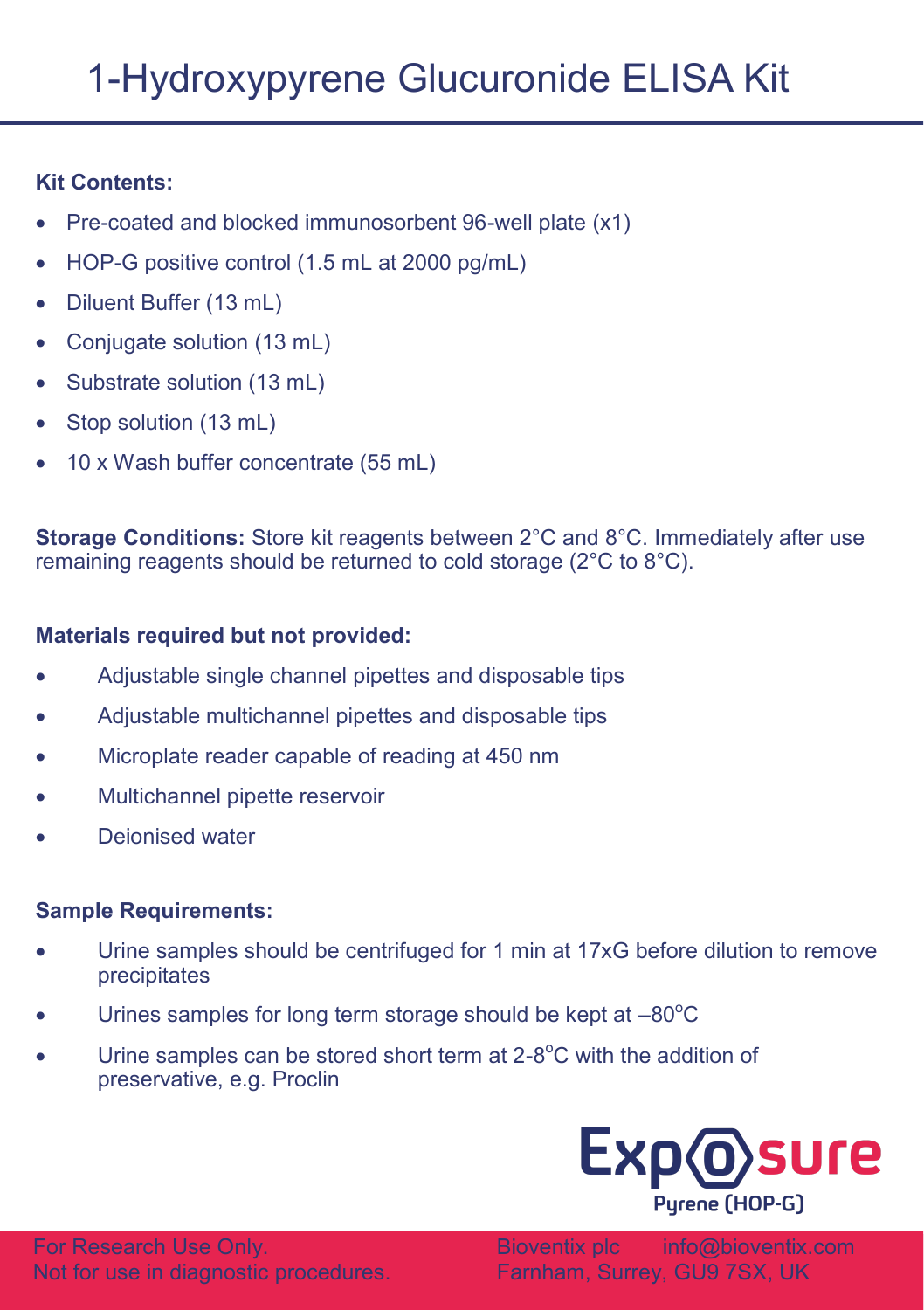# 1-Hydroxypyrene Glucuronide ELISA Kit

**Kit Contents:**

- Pre-coated and blocked immunosorbent 96-well plate (x1)
- HOP-G positive control (1.5 mL at 2000 pg/mL)
- Diluent Buffer (13 mL)
- Conjugate solution (13 mL)
- Substrate solution (13 mL)
- Stop solution (13 mL)
- 10 x Wash buffer concentrate (55 mL)

**Storage Conditions:** Store kit reagents between 2°C and 8°C. Immediately after use remaining reagents should be returned to cold storage (2°C to 8°C).

**Materials required but not provided:**

- Adjustable single channel pipettes and disposable tips
- Adjustable multichannel pipettes and disposable tips
- Microplate reader capable of reading at 450 nm
- Multichannel pipette reservoir
- Deionised water

**Sample Requirements:**

- Urine samples should be centrifuged for 1 min at 17xG before dilution to remove precipitates
- Urines samples for long term storage should be kept at –80°C
- Urine samples can be stored short term at 2-8°C with the addition of preservative, e.g. Proclin

Exp(o)sure
Pyrene (HOP-G)

For Research Use Only.
Not for use in diagnostic procedures.

Bioventix plc info@bioventix.com
Farnham, Surrey, GU9 7SX, UK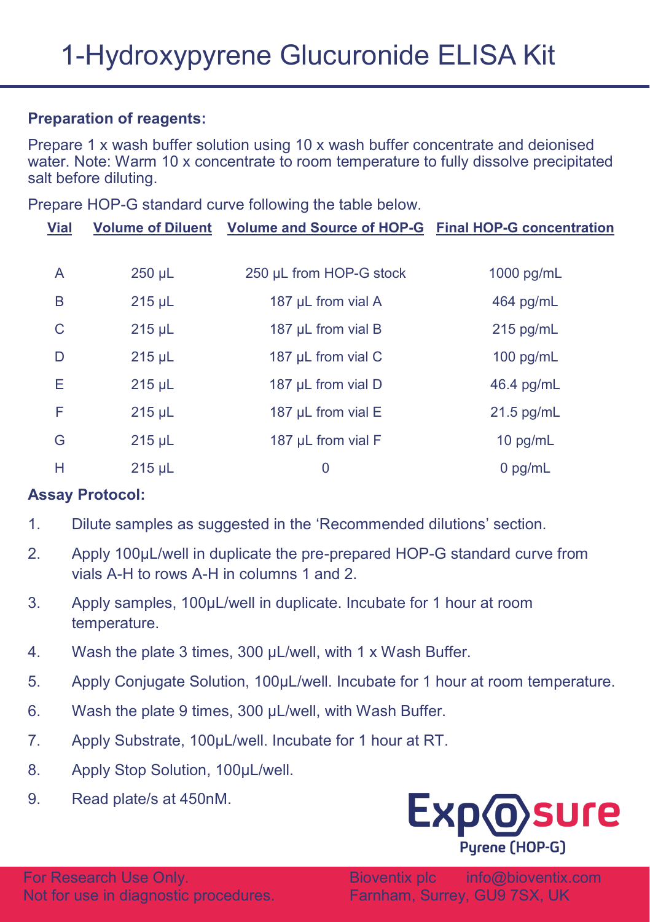# 1-Hydroxypyrene Glucuronide ELISA Kit

**Preparation of reagents:**

Prepare 1 x wash buffer solution using 10 x wash buffer concentrate and deionised water. Note: Warm 10 x concentrate to room temperature to fully dissolve precipitated salt before diluting.

Prepare HOP-G standard curve following the table below.

| Vial | Volume of Diluent | Volume and Source of HOP-G | Final HOP-G concentration |
|---|---|---|---|
| A | 250 µL | 250 µL from HOP-G stock | 1000 pg/mL |
| B | 215 µL | 187 µL from vial A | 464 pg/mL |
| C | 215 µL | 187 µL from vial B | 215 pg/mL |
| D | 215 µL | 187 µL from vial C | 100 pg/mL |
| E | 215 µL | 187 µL from vial D | 46.4 pg/mL |
| F | 215 µL | 187 µL from vial E | 21.5 pg/mL |
| G | 215 µL | 187 µL from vial F | 10 pg/mL |
| H | 215 µL | 0 | 0 pg/mL |

**Assay Protocol:**

1. Dilute samples as suggested in the 'Recommended dilutions' section.
2. Apply 100µL/well in duplicate the pre-prepared HOP-G standard curve from vials A-H to rows A-H in columns 1 and 2.
3. Apply samples, 100µL/well in duplicate. Incubate for 1 hour at room temperature.
4. Wash the plate 3 times, 300 µL/well, with 1 x Wash Buffer.
5. Apply Conjugate Solution, 100µL/well. Incubate for 1 hour at room temperature.
6. Wash the plate 9 times, 300 µL/well, with Wash Buffer.
7. Apply Substrate, 100µL/well. Incubate for 1 hour at RT.
8. Apply Stop Solution, 100µL/well.
9. Read plate/s at 450nM.

Exp(o)sure
Pyrene (HOP-G)

For Research Use Only.
Not for use in diagnostic procedures.

Bioventix plc info@bioventix.com
Farnham, Surrey, GU9 7SX, UK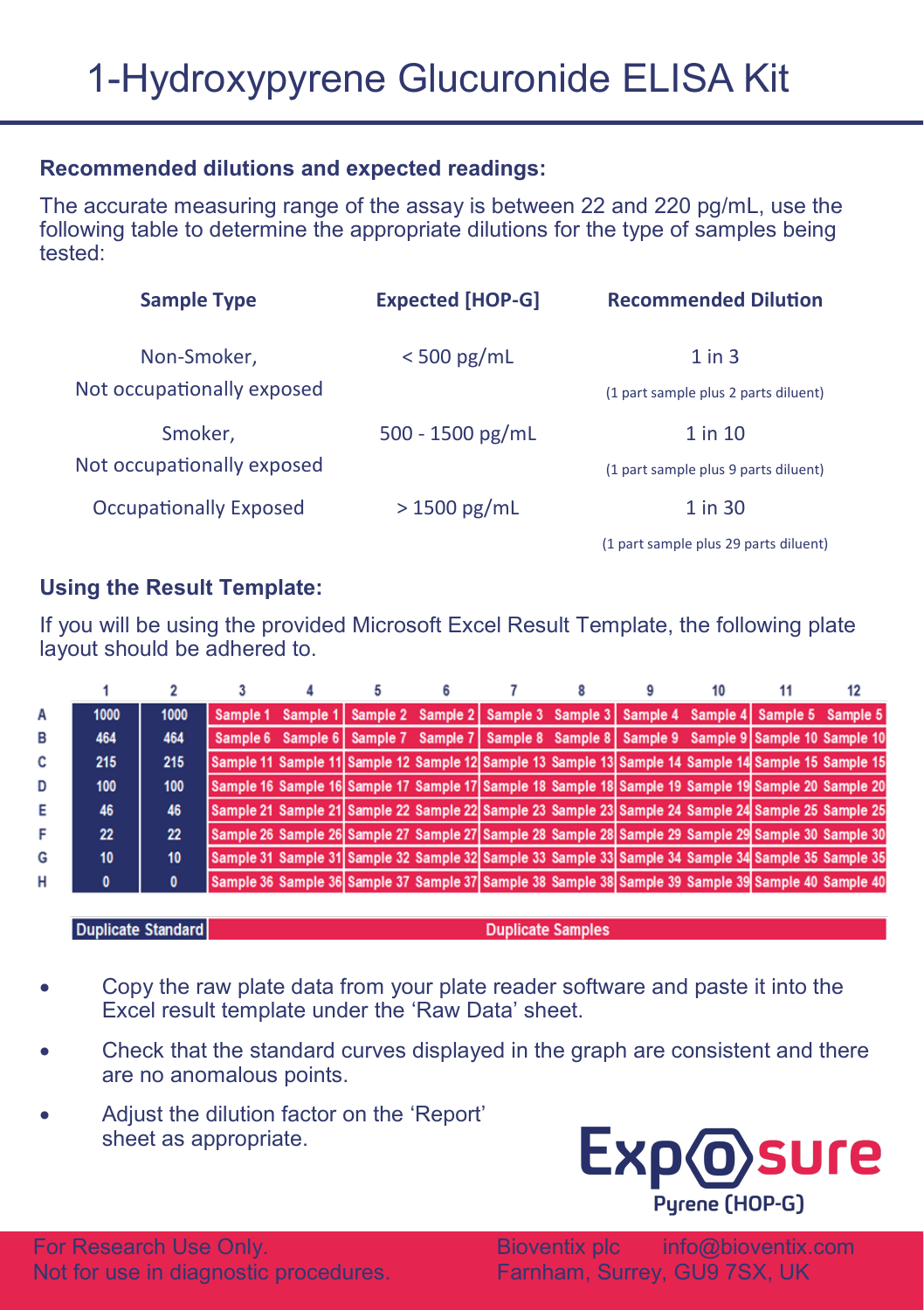# 1-Hydroxypyrene Glucuronide ELISA Kit

**Recommended dilutions and expected readings:**

The accurate measuring range of the assay is between 22 and 220 pg/mL, use the following table to determine the appropriate dilutions for the type of samples being tested:

| Sample Type | Expected [HOP-G] | Recommended Dilution |
|---|---|---|
| Non-Smoker, Not occupationally exposed | < 500 pg/mL | 1 in 3 (1 part sample plus 2 parts diluent) |
| Smoker, Not occupationally exposed | 500 - 1500 pg/mL | 1 in 10 (1 part sample plus 9 parts diluent) |
| Occupationally Exposed | > 1500 pg/mL | 1 in 30 (1 part sample plus 29 parts diluent) |

**Using the Result Template:**

If you will be using the provided Microsoft Excel Result Template, the following plate layout should be adhered to.

| | 1 | 2 | 3 | 4 | 5 | 6 | 7 | 8 | 9 | 10 | 11 | 12 |
|---|---|---|---|---|---|---|---|---|---|---|---|---|
| A | 1000 | 1000 | Sample 1 | Sample 1 | Sample 2 | Sample 2 | Sample 3 | Sample 3 | Sample 4 | Sample 4 | Sample 5 | Sample 5 |
| B | 464 | 464 | Sample 6 | Sample 6 | Sample 7 | Sample 7 | Sample 8 | Sample 8 | Sample 9 | Sample 9 | Sample 10 | Sample 10 |
| C | 215 | 215 | Sample 11 | Sample 11 | Sample 12 | Sample 12 | Sample 13 | Sample 13 | Sample 14 | Sample 14 | Sample 15 | Sample 15 |
| D | 100 | 100 | Sample 16 | Sample 16 | Sample 17 | Sample 17 | Sample 18 | Sample 18 | Sample 19 | Sample 19 | Sample 20 | Sample 20 |
| E | 46 | 46 | Sample 21 | Sample 21 | Sample 22 | Sample 22 | Sample 23 | Sample 23 | Sample 24 | Sample 24 | Sample 25 | Sample 25 |
| F | 22 | 22 | Sample 26 | Sample 26 | Sample 27 | Sample 27 | Sample 28 | Sample 28 | Sample 29 | Sample 29 | Sample 30 | Sample 30 |
| G | 10 | 10 | Sample 31 | Sample 31 | Sample 32 | Sample 32 | Sample 33 | Sample 33 | Sample 34 | Sample 34 | Sample 35 | Sample 35 |
| H | 0 | 0 | Sample 36 | Sample 36 | Sample 37 | Sample 37 | Sample 38 | Sample 38 | Sample 39 | Sample 39 | Sample 40 | Sample 40 |

Duplicate Standard | Duplicate Samples

- Copy the raw plate data from your plate reader software and paste it into the Excel result template under the 'Raw Data' sheet.
- Check that the standard curves displayed in the graph are consistent and there are no anomalous points.
- Adjust the dilution factor on the 'Report' sheet as appropriate.

Exp(o)sure
Pyrene (HOP-G)

For Research Use Only.
Not for use in diagnostic procedures.

Bioventix plc info@bioventix.com
Farnham, Surrey, GU9 7SX, UK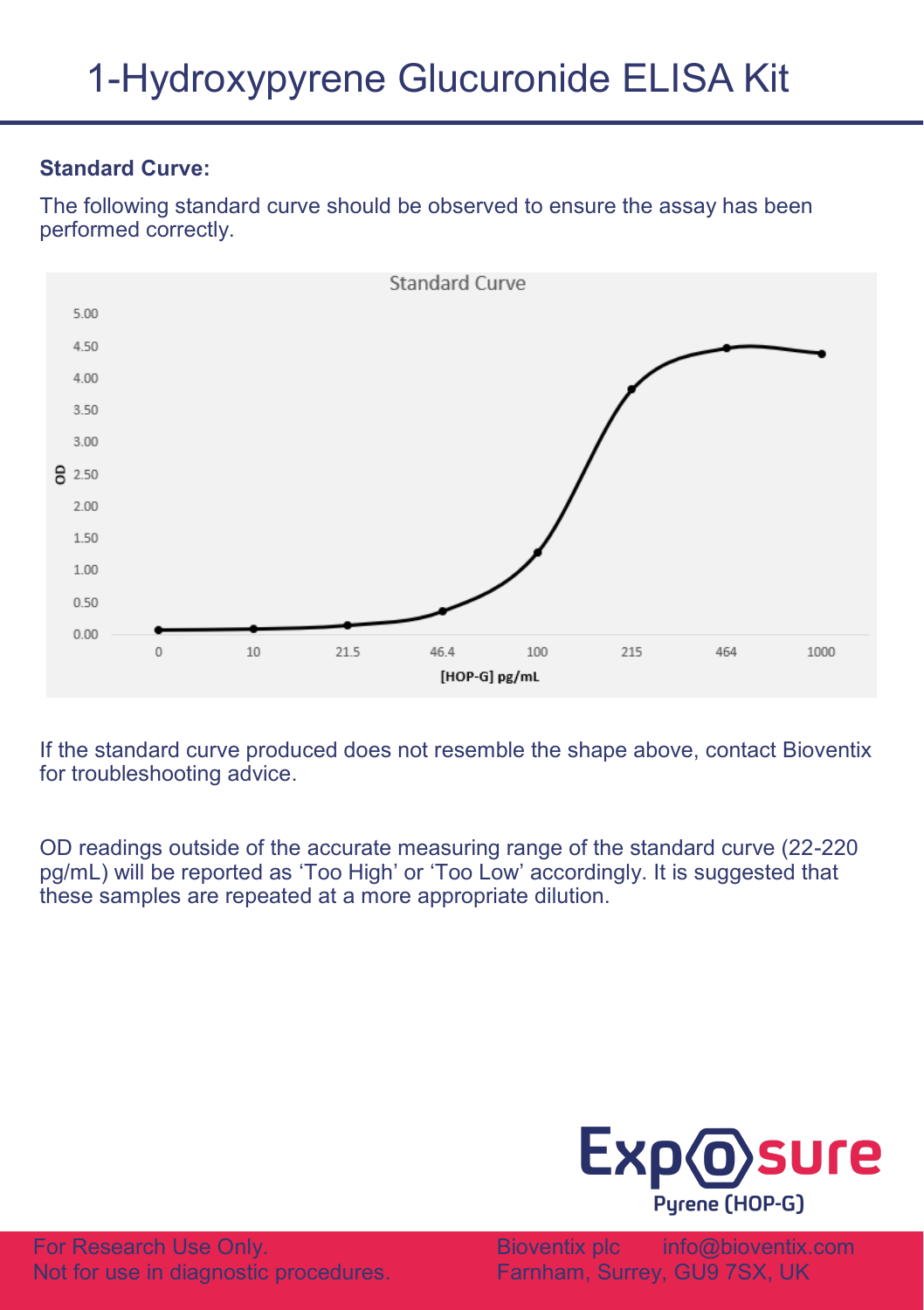# 1-Hydroxypyrene Glucuronide ELISA Kit

**Standard Curve:**

The following standard curve should be observed to ensure the assay has been performed correctly.

Standard Curve

OD

5.00
4.50
4.00
3.50
3.00
2.50
2.00
1.50
1.00
0.50
0.00

0
10
21.5
46.4
100
215
464
1000

[HOP-G] pg/mL

If the standard curve produced does not resemble the shape above, contact Bioventix for troubleshooting advice.

OD readings outside of the accurate measuring range of the standard curve (22-220 pg/mL) will be reported as 'Too High' or 'Too Low' accordingly. It is suggested that these samples are repeated at a more appropriate dilution.

Exp⟨o⟩sure
Pyrene (HOP-G)

For Research Use Only.
Not for use in diagnostic procedures.

Bioventix plc info@bioventix.com
Farnham, Surrey, GU9 7SX, UK